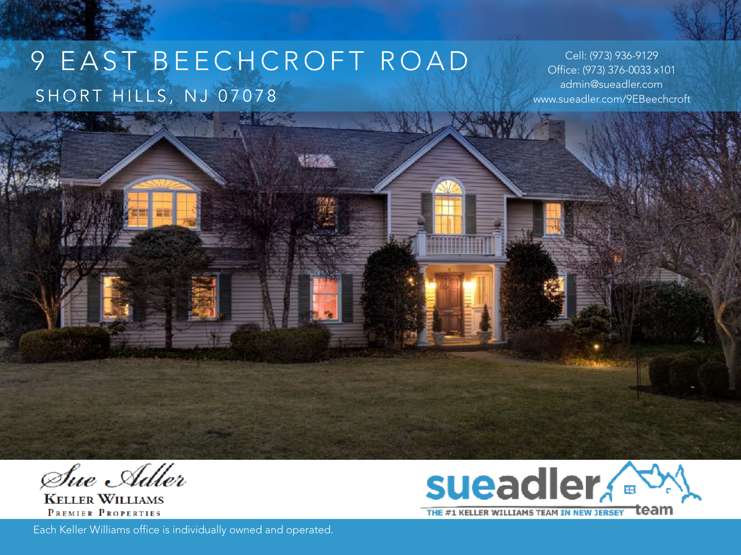# 9 EAST BEECHCROFT ROAD

## SHORT HILLS, NJ 07078

Cell: (973) 936-9129
Office: (973) 376-0033 x101
admin@sueadler.com
www.sueadler.com/9EBeechcroft

Sue Adler
KELLER WILLIAMS
PREMIER PROPERTIES

sueadler team
THE #1 KELLER WILLIAMS TEAM IN NEW JERSEY

Each Keller Williams office is individually owned and operated.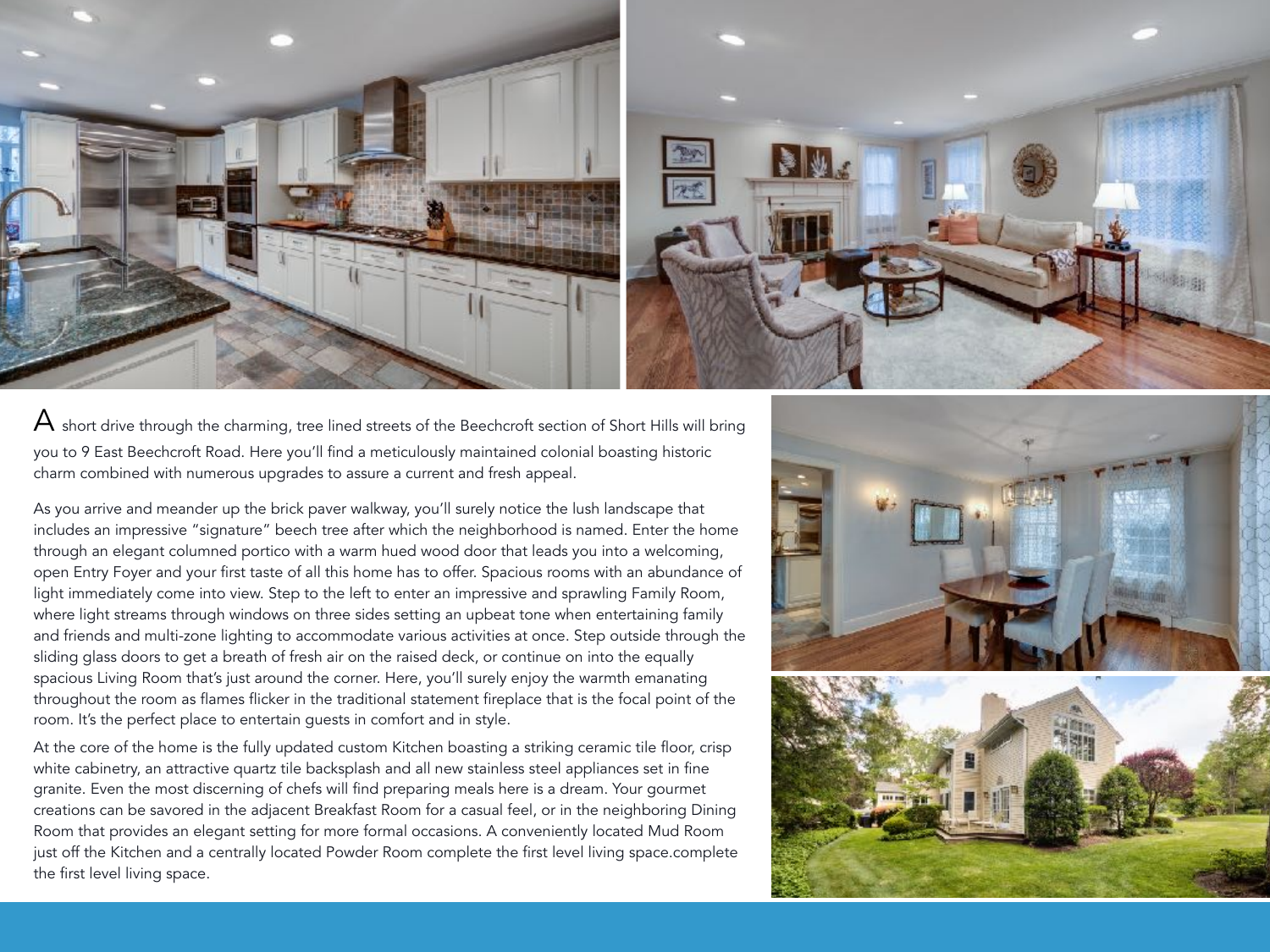A short drive through the charming, tree lined streets of the Beechcroft section of Short Hills will bring you to 9 East Beechcroft Road. Here you'll find a meticulously maintained colonial boasting historic charm combined with numerous upgrades to assure a current and fresh appeal.

As you arrive and meander up the brick paver walkway, you'll surely notice the lush landscape that includes an impressive "signature" beech tree after which the neighborhood is named. Enter the home through an elegant columned portico with a warm hued wood door that leads you into a welcoming, open Entry Foyer and your first taste of all this home has to offer. Spacious rooms with an abundance of light immediately come into view. Step to the left to enter an impressive and sprawling Family Room, where light streams through windows on three sides setting an upbeat tone when entertaining family and friends and multi-zone lighting to accommodate various activities at once. Step outside through the sliding glass doors to get a breath of fresh air on the raised deck, or continue on into the equally spacious Living Room that's just around the corner. Here, you'll surely enjoy the warmth emanating throughout the room as flames flicker in the traditional statement fireplace that is the focal point of the room. It's the perfect place to entertain guests in comfort and in style.

At the core of the home is the fully updated custom Kitchen boasting a striking ceramic tile floor, crisp white cabinetry, an attractive quartz tile backsplash and all new stainless steel appliances set in fine granite. Even the most discerning of chefs will find preparing meals here is a dream. Your gourmet creations can be savored in the adjacent Breakfast Room for a casual feel, or in the neighboring Dining Room that provides an elegant setting for more formal occasions. A conveniently located Mud Room just off the Kitchen and a centrally located Powder Room complete the first level living space.complete the first level living space.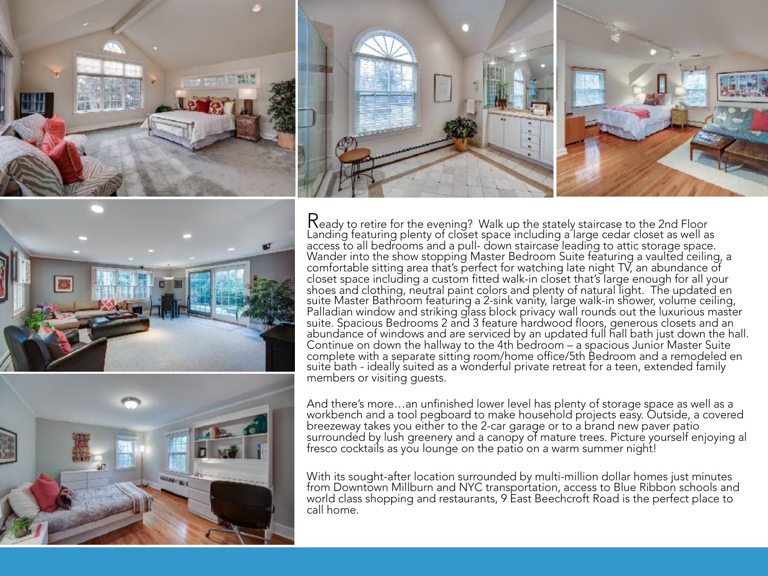Ready to retire for the evening? Walk up the stately staircase to the 2nd Floor Landing featuring plenty of closet space including a large cedar closet as well as access to all bedrooms and a pull- down staircase leading to attic storage space. Wander into the show stopping Master Bedroom Suite featuring a vaulted ceiling, a comfortable sitting area that's perfect for watching late night TV, an abundance of closet space including a custom fitted walk-in closet that's large enough for all your shoes and clothing, neutral paint colors and plenty of natural light. The updated en suite Master Bathroom featuring a 2-sink vanity, large walk-in shower, volume ceiling, Palladian window and striking glass block privacy wall rounds out the luxurious master suite. Spacious Bedrooms 2 and 3 feature hardwood floors, generous closets and an abundance of windows and are serviced by an updated full hall bath just down the hall. Continue on down the hallway to the 4th bedroom – a spacious Junior Master Suite complete with a separate sitting room/home office/5th Bedroom and a remodeled en suite bath - ideally suited as a wonderful private retreat for a teen, extended family members or visiting guests.

And there's more…an unfinished lower level has plenty of storage space as well as a workbench and a tool pegboard to make household projects easy. Outside, a covered breezeway takes you either to the 2-car garage or to a brand new paver patio surrounded by lush greenery and a canopy of mature trees. Picture yourself enjoying al fresco cocktails as you lounge on the patio on a warm summer night!

With its sought-after location surrounded by multi-million dollar homes just minutes from Downtown Millburn and NYC transportation, access to Blue Ribbon schools and world class shopping and restaurants, 9 East Beechcroft Road is the perfect place to call home.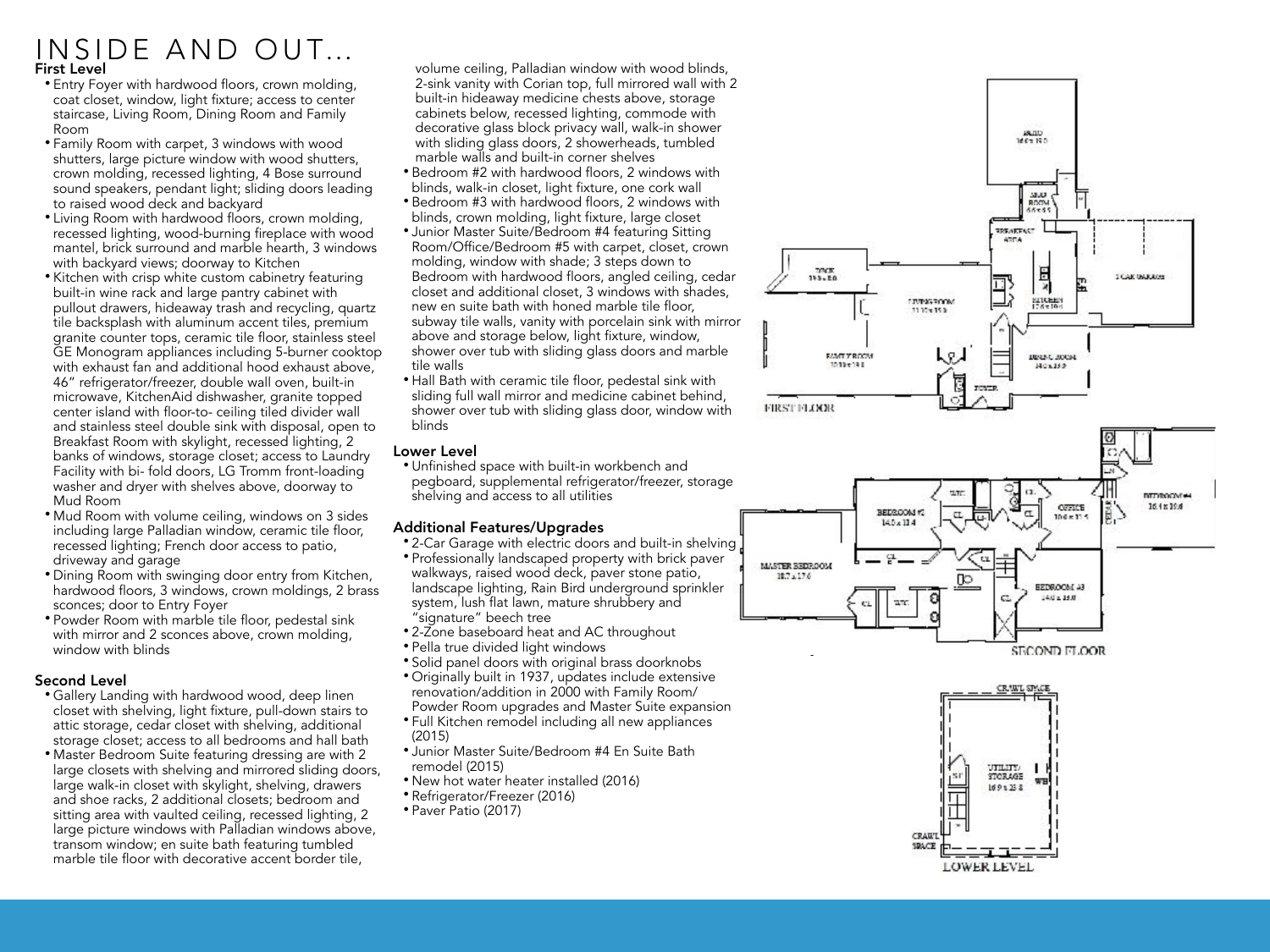# INSIDE AND OUT...

## First Level

- Entry Foyer with hardwood floors, crown molding, coat closet, window, light fixture; access to center staircase, Living Room, Dining Room and Family Room
- Family Room with carpet, 3 windows with wood shutters, large picture window with wood shutters, crown molding, recessed lighting, 4 Bose surround sound speakers, pendant light; sliding doors leading to raised wood deck and backyard
- Living Room with hardwood floors, crown molding, recessed lighting, wood-burning fireplace with wood mantel, brick surround and marble hearth, 3 windows with backyard views; doorway to Kitchen
- Kitchen with crisp white custom cabinetry featuring built-in wine rack and large pantry cabinet with pullout drawers, hideaway trash and recycling, quartz tile backsplash with aluminum accent tiles, premium granite counter tops, ceramic tile floor, stainless steel GE Monogram appliances including 5-burner cooktop with exhaust fan and additional hood exhaust above, 46" refrigerator/freezer, double wall oven, built-in microwave, KitchenAid dishwasher, granite topped center island with floor-to- ceiling tiled divider wall and stainless steel double sink with disposal, open to Breakfast Room with skylight, recessed lighting, 2 banks of windows, storage closet; access to Laundry Facility with bi- fold doors, LG Tromm front-loading washer and dryer with shelves above, doorway to Mud Room
- Mud Room with volume ceiling, windows on 3 sides including large Palladian window, ceramic tile floor, recessed lighting; French door access to patio, driveway and garage
- Dining Room with swinging door entry from Kitchen, hardwood floors, 3 windows, crown moldings, 2 brass sconces; door to Entry Foyer
- Powder Room with marble tile floor, pedestal sink with mirror and 2 sconces above, crown molding, window with blinds

## Second Level

- Gallery Landing with hardwood wood, deep linen closet with shelving, light fixture, pull-down stairs to attic storage, cedar closet with shelving, additional storage closet; access to all bedrooms and hall bath
- Master Bedroom Suite featuring dressing are with 2 large closets with shelving and mirrored sliding doors, large walk-in closet with skylight, shelving, drawers and shoe racks, 2 additional closets; bedroom and sitting area with vaulted ceiling, recessed lighting, 2 large picture windows with Palladian windows above, transom window; en suite bath featuring tumbled marble tile floor with decorative accent border tile, volume ceiling, Palladian window with wood blinds, 2-sink vanity with Corian top, full mirrored wall with 2 built-in hideaway medicine chests above, storage cabinets below, recessed lighting, commode with decorative glass block privacy wall, walk-in shower with sliding glass doors, 2 showerheads, tumbled marble walls and built-in corner shelves
- Bedroom #2 with hardwood floors, 2 windows with blinds, walk-in closet, light fixture, one cork wall
- Bedroom #3 with hardwood floors, 2 windows with blinds, crown molding, light fixture, large closet
- Junior Master Suite/Bedroom #4 featuring Sitting Room/Office/Bedroom #5 with carpet, closet, crown molding, window with shade; 3 steps down to Bedroom with hardwood floors, angled ceiling, cedar closet and additional closet, 3 windows with shades, new en suite bath with honed marble tile floor, subway tile walls, vanity with porcelain sink with mirror above and storage below, light fixture, window, shower over tub with sliding glass doors and marble tile walls
- Hall Bath with ceramic tile floor, pedestal sink with sliding full wall mirror and medicine cabinet behind, shower over tub with sliding glass door, window with blinds

## Lower Level

- Unfinished space with built-in workbench and pegboard, supplemental refrigerator/freezer, storage shelving and access to all utilities

## Additional Features/Upgrades

- 2-Car Garage with electric doors and built-in shelving
- Professionally landscaped property with brick paver walkways, raised wood deck, paver stone patio, landscape lighting, Rain Bird underground sprinkler system, lush flat lawn, mature shrubbery and "signature" beech tree
- 2-Zone baseboard heat and AC throughout
- Pella true divided light windows
- Solid panel doors with original brass doorknobs
- Originally built in 1937, updates include extensive renovation/addition in 2000 with Family Room/ Powder Room upgrades and Master Suite expansion
- Full Kitchen remodel including all new appliances (2015)
- Junior Master Suite/Bedroom #4 En Suite Bath remodel (2015)
- New hot water heater installed (2016)
- Refrigerator/Freezer (2016)
- Paver Patio (2017)

FIRST FLOOR

SECOND FLOOR

MASTER BEDROOM
18.7 x 17.6

BEDROOM #2
14.5 x 13.4

OFFICE
10.6 x 11.5

BEDROOM #3
14.0 x 13.0

LOWER LEVEL

CRAWL SPACE

UTILITY/
STORAGE
16.9 x 25.8